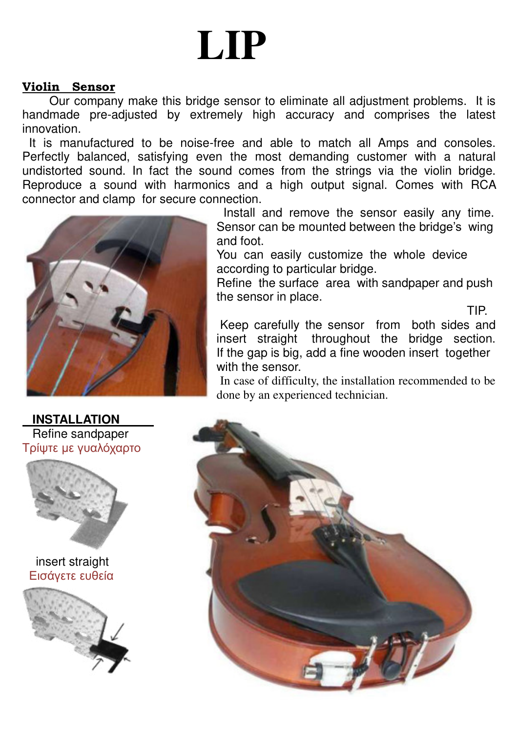# LIP

**Violin Sensor**

Our company make this bridge sensor to eliminate all adjustment problems. It is handmade pre-adjusted by extremely high accuracy and comprises the latest innovation.

It is manufactured to be noise-free and able to match all Amps and consoles. Perfectly balanced, satisfying even the most demanding customer with a natural undistorted sound. In fact the sound comes from the strings via the violin bridge. Reproduce a sound with harmonics and a high output signal. Comes with RCA connector and clamp for secure connection.

Install and remove the sensor easily any time. Sensor can be mounted between the bridge's wing and foot.

You can easily customize the whole device according to particular bridge.

Refine the surface area with sandpaper and push the sensor in place.

TIP.

Keep carefully the sensor from both sides and insert straight throughout the bridge section. If the gap is big, add a fine wooden insert together with the sensor.

In case of difficulty, the installation recommended to be done by an experienced technician.

**INSTALLATION**

Refine sandpaper

Τρίψτε με γυαλόχαρτο

insert straight

Εισάγετε ευθεία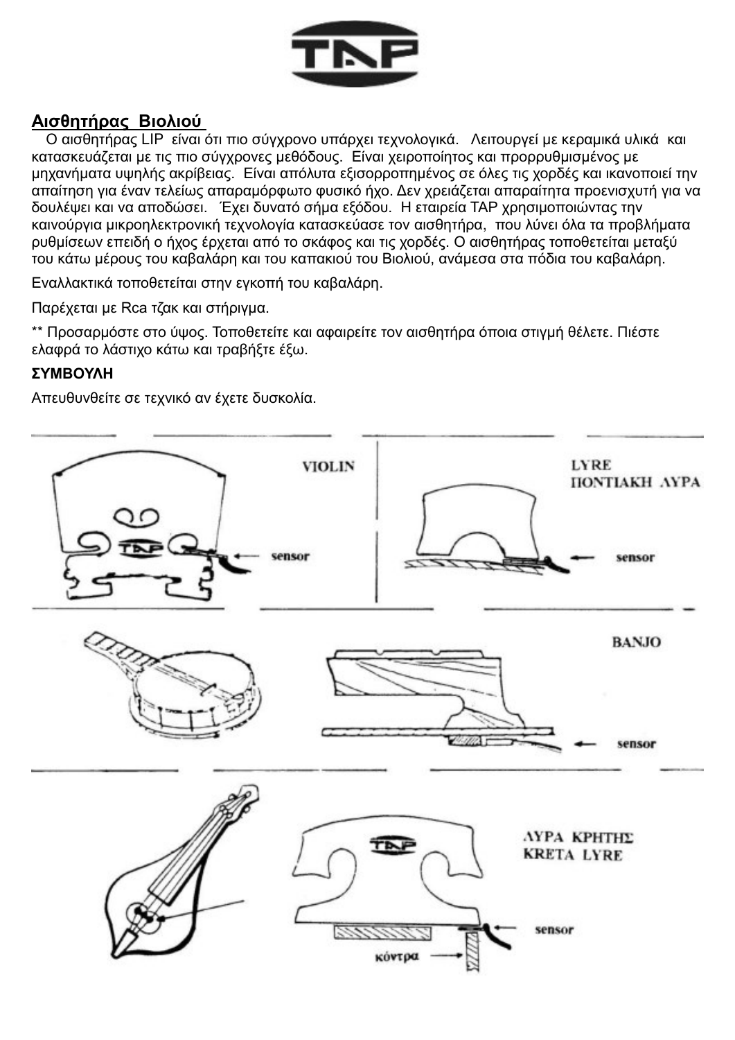## Αισθητήρας Βιολιού

Ο αισθητήρας LIP είναι ότι πιο σύγχρονο υπάρχει τεχνολογικά. Λειτουργεί με κεραμικά υλικά και κατασκευάζεται με τις πιο σύγχρονες μεθόδους. Είναι χειροποίητος και προρρυθμισμένος με μηχανήματα υψηλής ακρίβειας. Είναι απόλυτα εξισορροπημένος σε όλες τις χορδές και ικανοποιεί την απαίτηση για έναν τελείως απαραμόρφωτο φυσικό ήχο. Δεν χρειάζεται απαραίτητα προενισχυτή για να δουλέψει και να αποδώσει. Έχει δυνατό σήμα εξόδου. Η εταιρεία TAP χρησιμοποιώντας την καινούργια μικροηλεκτρονική τεχνολογία κατασκεύασε τον αισθητήρα, που λύνει όλα τα προβλήματα ρυθμίσεων επειδή ο ήχος έρχεται από το σκάφος και τις χορδές. Ο αισθητήρας τοποθετείται μεταξύ του κάτω μέρους του καβαλάρη και του καπακιού του Βιολιού, ανάμεσα στα πόδια του καβαλάρη.

Εναλλακτικά τοποθετείται στην εγκοπή του καβαλάρη.

Παρέχεται με Rca τζακ και στήριγμα.

** Προσαρμόστε στο ύψος. Τοποθετείτε και αφαιρείτε τον αισθητήρα όποια στιγμή θέλετε. Πιέστε ελαφρά το λάστιχο κάτω και τραβήξτε έξω.

**ΣΥΜΒΟΥΛΗ**

Απευθυνθείτε σε τεχνικό αν έχετε δυσκολία.

VIOLIN

sensor

LYRE
ΠΟΝΤΙΑΚΗ ΛΥΡΑ

sensor

BANJO

sensor

ΛΥΡΑ ΚΡΗΤΗΣ
KRETA LYRE

sensor

κόντρα